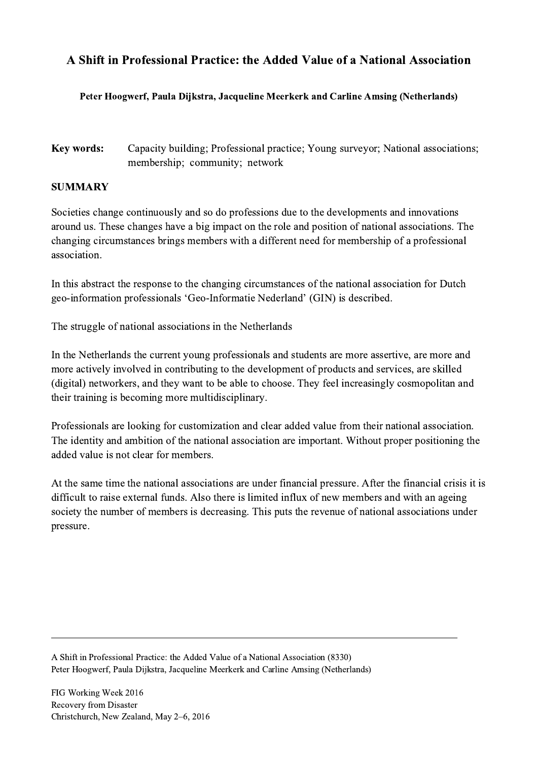# A Shift in Professional Practice: the Added Value of a National Association

**Peter Hoogwerf, Paula Dijkstra, Jacqueline Meerkerk and Carline Amsing (Netherlands)**

**Key words:** Capacity building; Professional practice; Young surveyor; National associations; membership; community; network

## SUMMARY

Societies change continuously and so do professions due to the developments and innovations around us. These changes have a big impact on the role and position of national associations. The changing circumstances brings members with a different need for membership of a professional association.

In this abstract the response to the changing circumstances of the national association for Dutch geo-information professionals 'Geo-Informatie Nederland' (GIN) is described.

The struggle of national associations in the Netherlands

In the Netherlands the current young professionals and students are more assertive, are more and more actively involved in contributing to the development of products and services, are skilled (digital) networkers, and they want to be able to choose. They feel increasingly cosmopolitan and their training is becoming more multidisciplinary.

Professionals are looking for customization and clear added value from their national association. The identity and ambition of the national association are important. Without proper positioning the added value is not clear for members.

At the same time the national associations are under financial pressure. After the financial crisis it is difficult to raise external funds. Also there is limited influx of new members and with an ageing society the number of members is decreasing. This puts the revenue of national associations under pressure.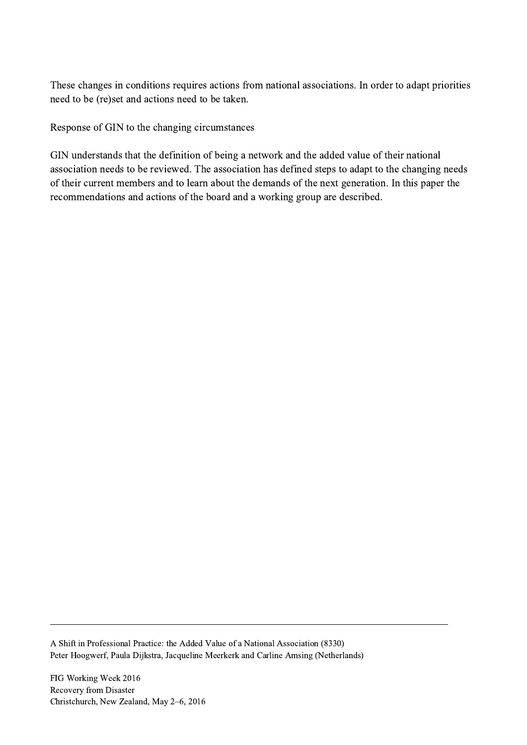These changes in conditions requires actions from national associations. In order to adapt priorities need to be (re)set and actions need to be taken.

Response of GIN to the changing circumstances

GIN understands that the definition of being a network and the added value of their national association needs to be reviewed. The association has defined steps to adapt to the changing needs of their current members and to learn about the demands of the next generation. In this paper the recommendations and actions of the board and a working group are described.